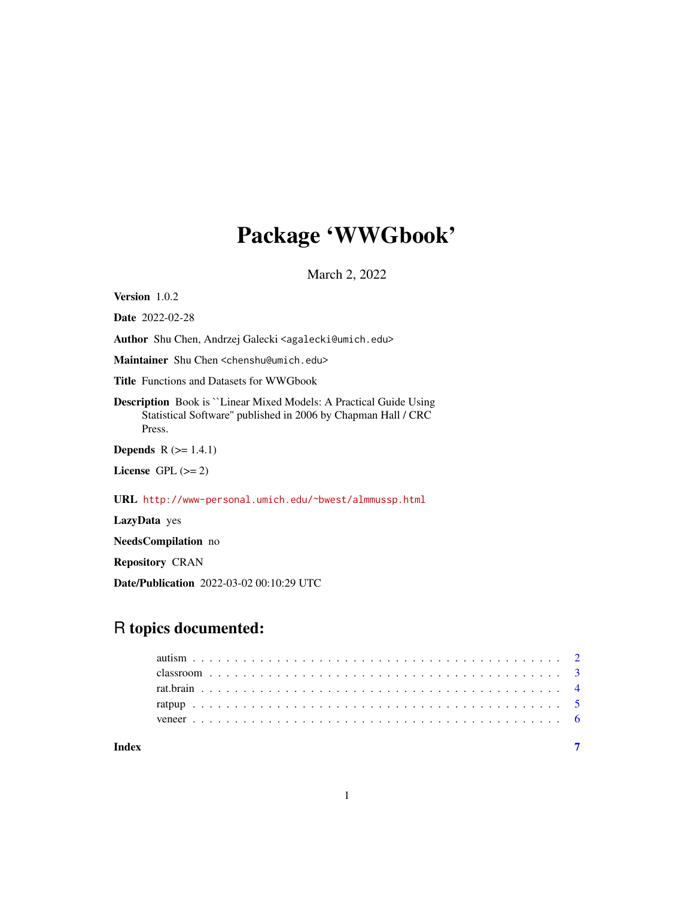# Package 'WWGbook'

March 2, 2022

**Version** 1.0.2

**Date** 2022-02-28

**Author** Shu Chen, Andrzej Galecki <agalecki@umich.edu>

**Maintainer** Shu Chen <chenshu@umich.edu>

**Title** Functions and Datasets for WWGbook

**Description** Book is ``Linear Mixed Models: A Practical Guide Using Statistical Software'' published in 2006 by Chapman Hall / CRC Press.

**Depends** R (>= 1.4.1)

**License** GPL (>= 2)

**URL** http://www-personal.umich.edu/~bwest/almmussp.html

**LazyData** yes

**NeedsCompilation** no

**Repository** CRAN

**Date/Publication** 2022-03-02 00:10:29 UTC

## R topics documented:

- autism . . . . . . . . . . . . . . . . . . . . . . . . . . . . . . . . . . . . . . . . . . 2
- classroom . . . . . . . . . . . . . . . . . . . . . . . . . . . . . . . . . . . . . . . . 3
- rat.brain . . . . . . . . . . . . . . . . . . . . . . . . . . . . . . . . . . . . . . . . . 4
- ratpup . . . . . . . . . . . . . . . . . . . . . . . . . . . . . . . . . . . . . . . . . . 5
- veneer . . . . . . . . . . . . . . . . . . . . . . . . . . . . . . . . . . . . . . . . . . 6

**Index** 7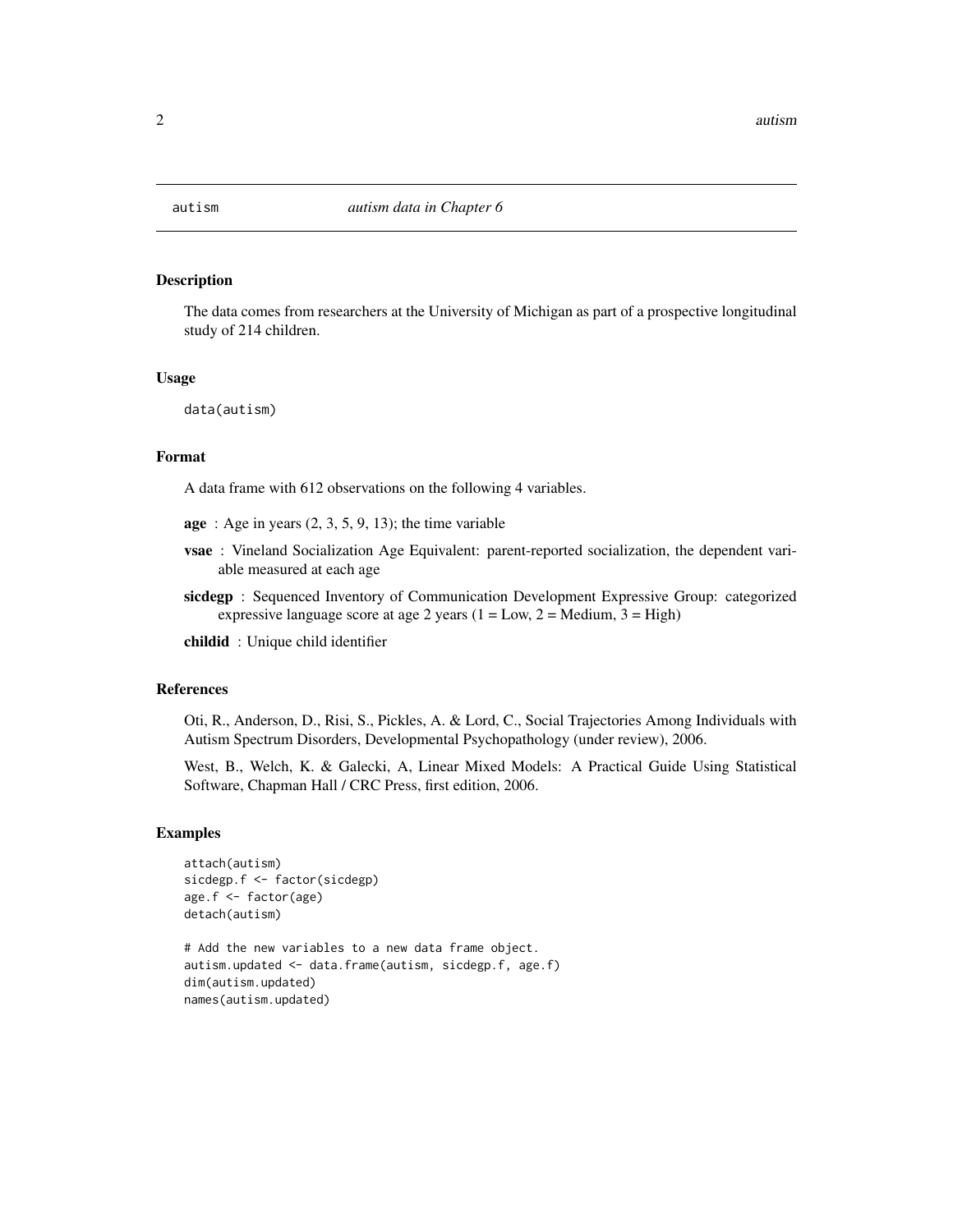autism *autism data in Chapter 6*

## Description

The data comes from researchers at the University of Michigan as part of a prospective longitudinal study of 214 children.

## Usage

```
data(autism)
```

## Format

A data frame with 612 observations on the following 4 variables.

**age** : Age in years (2, 3, 5, 9, 13); the time variable

**vsae** : Vineland Socialization Age Equivalent: parent-reported socialization, the dependent variable measured at each age

**sicdegp** : Sequenced Inventory of Communication Development Expressive Group: categorized expressive language score at age 2 years (1 = Low, 2 = Medium, 3 = High)

**childid** : Unique child identifier

## References

Oti, R., Anderson, D., Risi, S., Pickles, A. & Lord, C., Social Trajectories Among Individuals with Autism Spectrum Disorders, Developmental Psychopathology (under review), 2006.

West, B., Welch, K. & Galecki, A, Linear Mixed Models: A Practical Guide Using Statistical Software, Chapman Hall / CRC Press, first edition, 2006.

## Examples

```
attach(autism)
sicdegp.f <- factor(sicdegp)
age.f <- factor(age)
detach(autism)

# Add the new variables to a new data frame object.
autism.updated <- data.frame(autism, sicdegp.f, age.f)
dim(autism.updated)
names(autism.updated)
```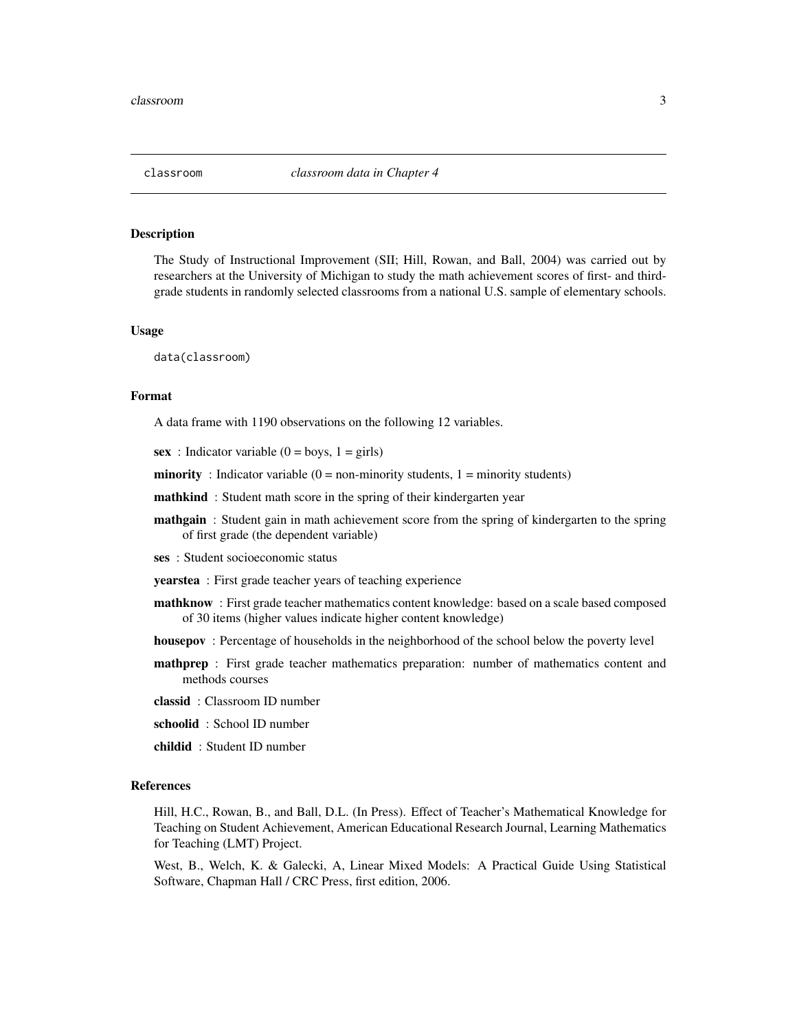`classroom` *classroom data in Chapter 4*

## Description

The Study of Instructional Improvement (SII; Hill, Rowan, and Ball, 2004) was carried out by researchers at the University of Michigan to study the math achievement scores of first- and third-grade students in randomly selected classrooms from a national U.S. sample of elementary schools.

## Usage

```
data(classroom)
```

## Format

A data frame with 1190 observations on the following 12 variables.

**sex** : Indicator variable (0 = boys, 1 = girls)

**minority** : Indicator variable (0 = non-minority students, 1 = minority students)

**mathkind** : Student math score in the spring of their kindergarten year

**mathgain** : Student gain in math achievement score from the spring of kindergarten to the spring of first grade (the dependent variable)

**ses** : Student socioeconomic status

**yearstea** : First grade teacher years of teaching experience

**mathknow** : First grade teacher mathematics content knowledge: based on a scale based composed of 30 items (higher values indicate higher content knowledge)

**housepov** : Percentage of households in the neighborhood of the school below the poverty level

**mathprep** : First grade teacher mathematics preparation: number of mathematics content and methods courses

**classid** : Classroom ID number

**schoolid** : School ID number

**childid** : Student ID number

## References

Hill, H.C., Rowan, B., and Ball, D.L. (In Press). Effect of Teacher's Mathematical Knowledge for Teaching on Student Achievement, American Educational Research Journal, Learning Mathematics for Teaching (LMT) Project.

West, B., Welch, K. & Galecki, A, Linear Mixed Models: A Practical Guide Using Statistical Software, Chapman Hall / CRC Press, first edition, 2006.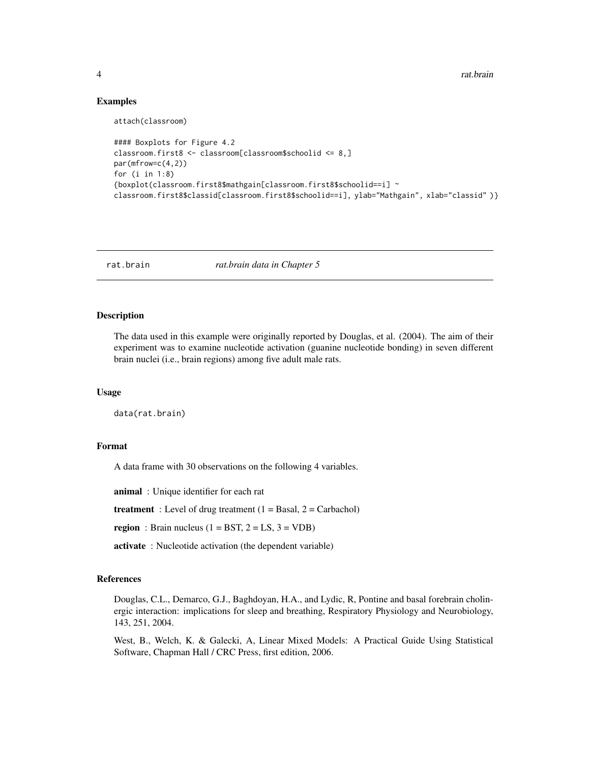## Examples

```
attach(classroom)

#### Boxplots for Figure 4.2
classroom.first8 <- classroom[classroom$schoolid <= 8,]
par(mfrow=c(4,2))
for (i in 1:8)
{boxplot(classroom.first8$mathgain[classroom.first8$schoolid==i] ~
classroom.first8$classid[classroom.first8$schoolid==i], ylab="Mathgain", xlab="classid" )}
```

---

# rat.brain *rat.brain data in Chapter 5*

---

## Description

The data used in this example were originally reported by Douglas, et al. (2004). The aim of their experiment was to examine nucleotide activation (guanine nucleotide bonding) in seven different brain nuclei (i.e., brain regions) among five adult male rats.

## Usage

```
data(rat.brain)
```

## Format

A data frame with 30 observations on the following 4 variables.

**animal** : Unique identifier for each rat

**treatment** : Level of drug treatment (1 = Basal, 2 = Carbachol)

**region** : Brain nucleus (1 = BST, 2 = LS, 3 = VDB)

**activate** : Nucleotide activation (the dependent variable)

## References

Douglas, C.L., Demarco, G.J., Baghdoyan, H.A., and Lydic, R, Pontine and basal forebrain cholinergic interaction: implications for sleep and breathing, Respiratory Physiology and Neurobiology, 143, 251, 2004.

West, B., Welch, K. & Galecki, A, Linear Mixed Models: A Practical Guide Using Statistical Software, Chapman Hall / CRC Press, first edition, 2006.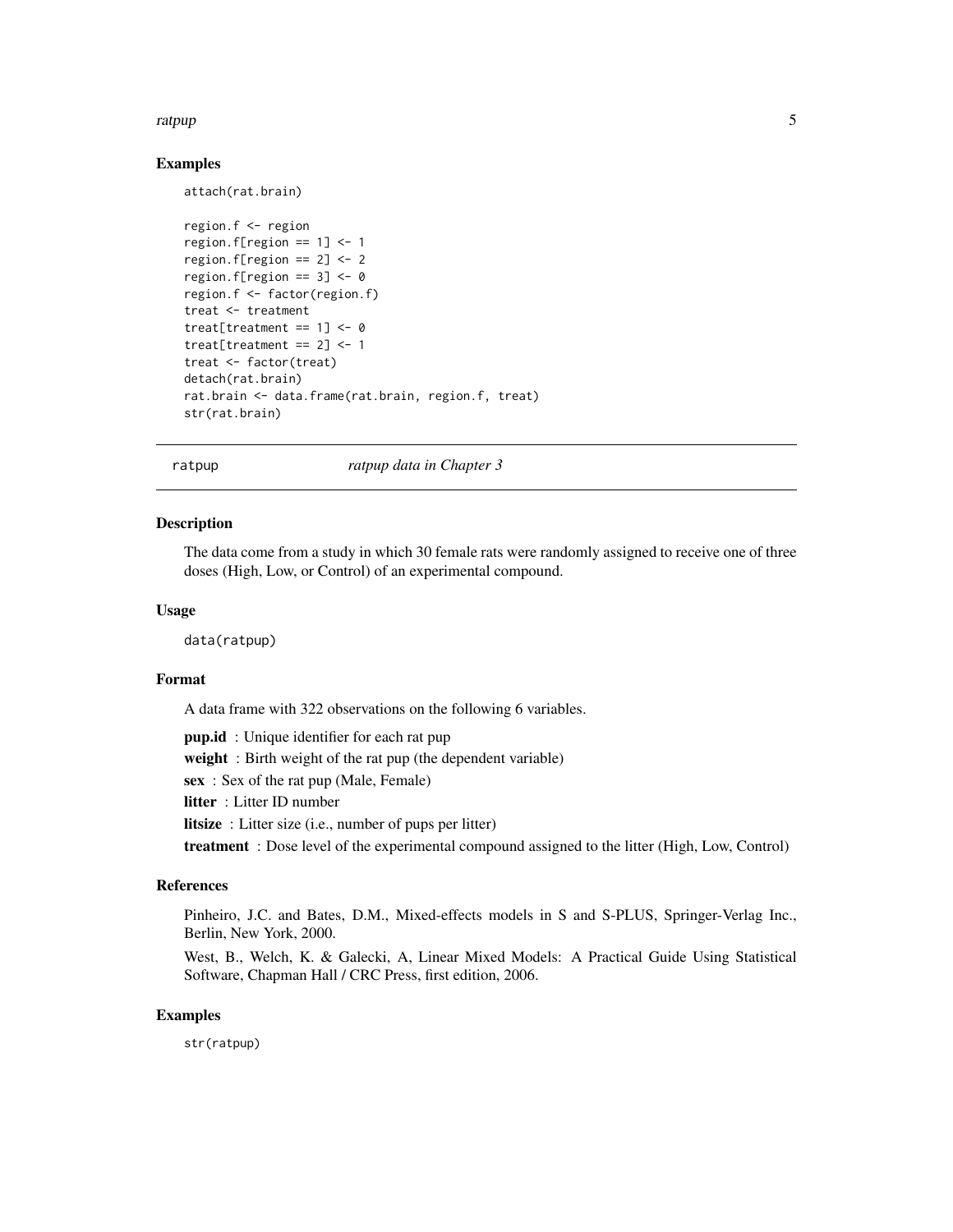## Examples

```
attach(rat.brain)

region.f <- region
region.f[region == 1] <- 1
region.f[region == 2] <- 2
region.f[region == 3] <- 0
region.f <- factor(region.f)
treat <- treatment
treat[treatment == 1] <- 0
treat[treatment == 2] <- 1
treat <- factor(treat)
detach(rat.brain)
rat.brain <- data.frame(rat.brain, region.f, treat)
str(rat.brain)
```

---

# ratpup *ratpup data in Chapter 3*

---

## Description

The data come from a study in which 30 female rats were randomly assigned to receive one of three doses (High, Low, or Control) of an experimental compound.

## Usage

```
data(ratpup)
```

## Format

A data frame with 322 observations on the following 6 variables.

**pup.id** : Unique identifier for each rat pup

**weight** : Birth weight of the rat pup (the dependent variable)

**sex** : Sex of the rat pup (Male, Female)

**litter** : Litter ID number

**litsize** : Litter size (i.e., number of pups per litter)

**treatment** : Dose level of the experimental compound assigned to the litter (High, Low, Control)

## References

Pinheiro, J.C. and Bates, D.M., Mixed-effects models in S and S-PLUS, Springer-Verlag Inc., Berlin, New York, 2000.

West, B., Welch, K. & Galecki, A, Linear Mixed Models: A Practical Guide Using Statistical Software, Chapman Hall / CRC Press, first edition, 2006.

## Examples

```
str(ratpup)
```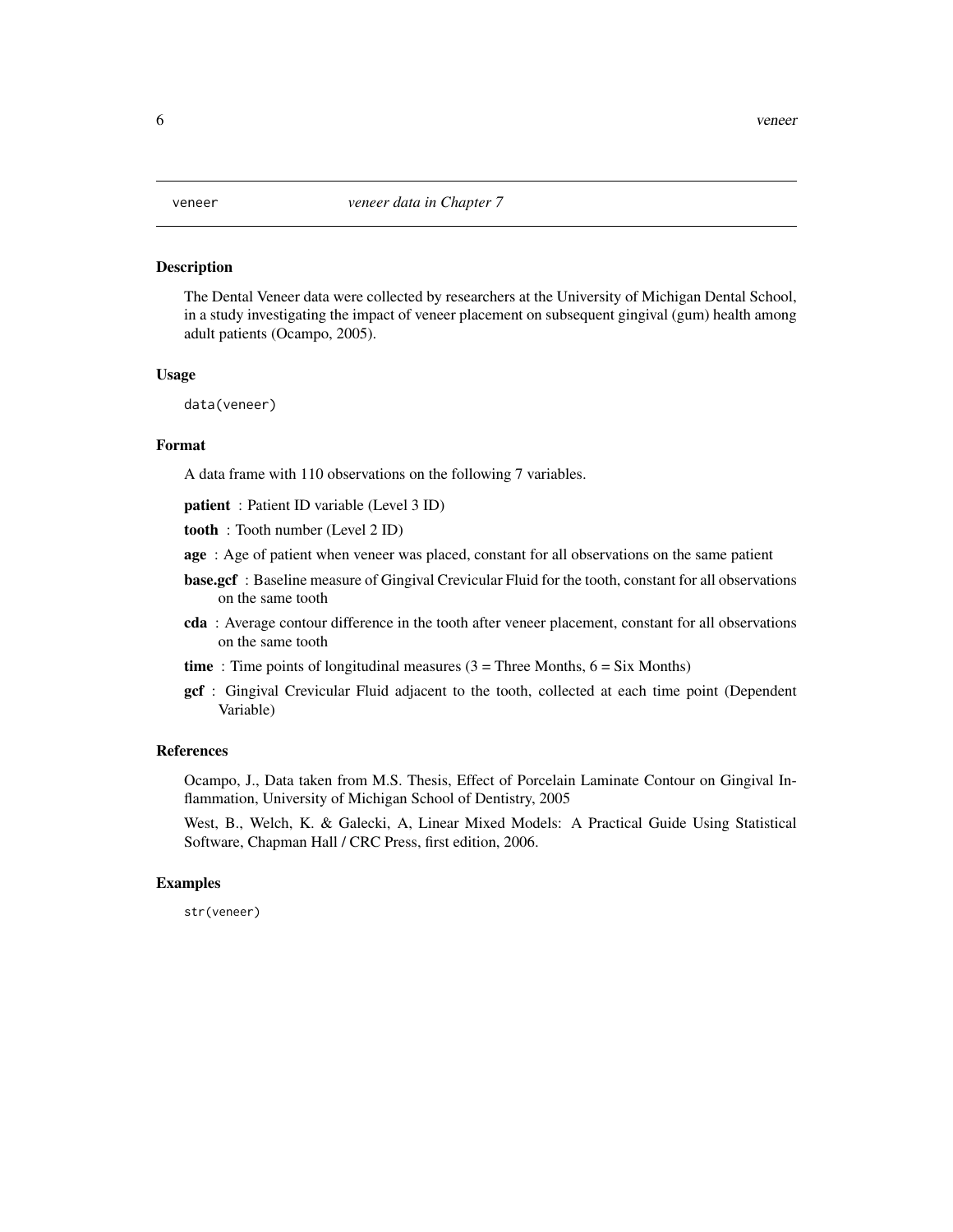veneer *veneer data in Chapter 7*

## Description

The Dental Veneer data were collected by researchers at the University of Michigan Dental School, in a study investigating the impact of veneer placement on subsequent gingival (gum) health among adult patients (Ocampo, 2005).

## Usage

```
data(veneer)
```

## Format

A data frame with 110 observations on the following 7 variables.

**patient** : Patient ID variable (Level 3 ID)

**tooth** : Tooth number (Level 2 ID)

**age** : Age of patient when veneer was placed, constant for all observations on the same patient

**base.gcf** : Baseline measure of Gingival Crevicular Fluid for the tooth, constant for all observations on the same tooth

**cda** : Average contour difference in the tooth after veneer placement, constant for all observations on the same tooth

**time** : Time points of longitudinal measures (3 = Three Months, 6 = Six Months)

**gcf** : Gingival Crevicular Fluid adjacent to the tooth, collected at each time point (Dependent Variable)

## References

Ocampo, J., Data taken from M.S. Thesis, Effect of Porcelain Laminate Contour on Gingival Inflammation, University of Michigan School of Dentistry, 2005

West, B., Welch, K. & Galecki, A, Linear Mixed Models: A Practical Guide Using Statistical Software, Chapman Hall / CRC Press, first edition, 2006.

## Examples

```
str(veneer)
```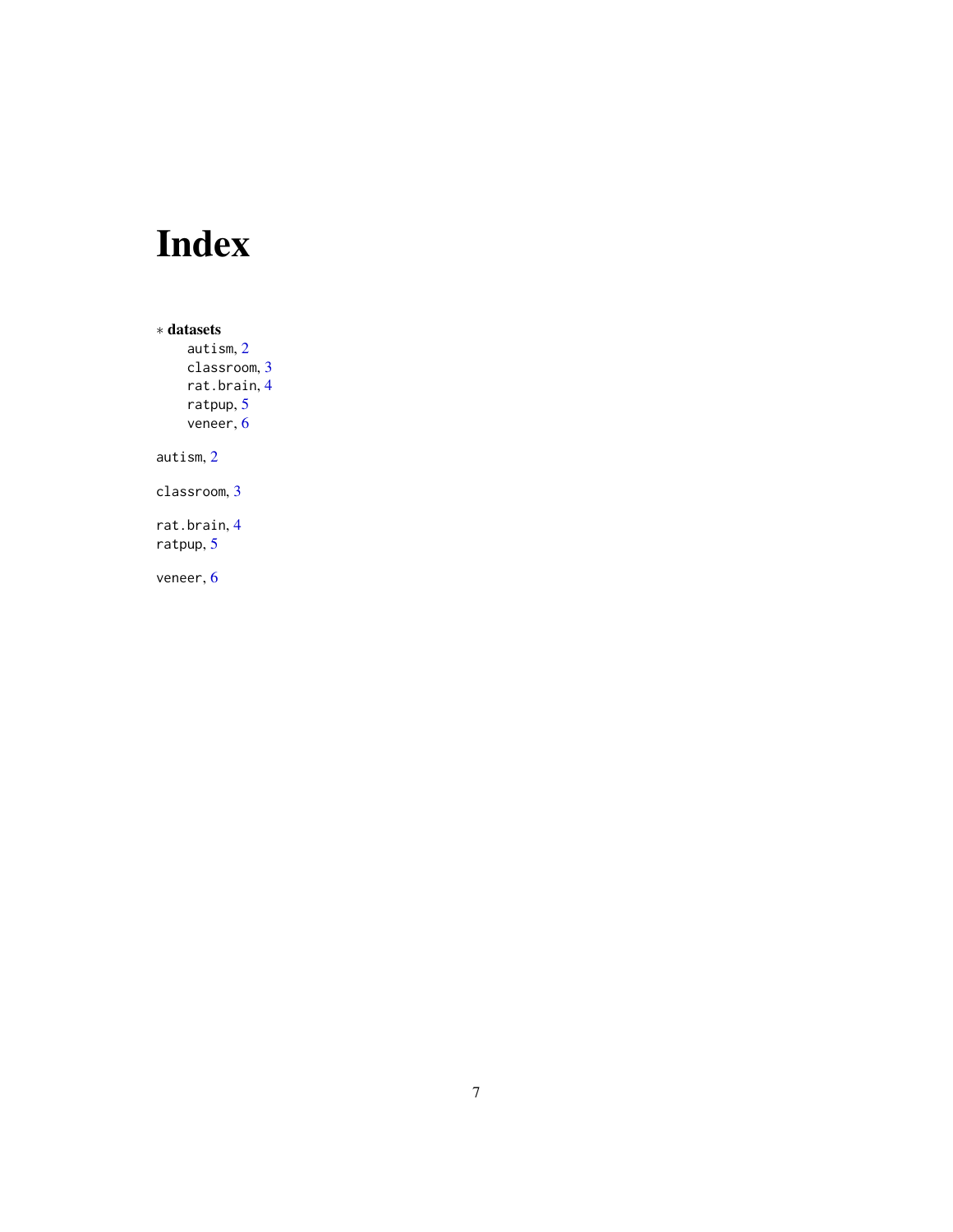# Index

∗ **datasets**

- autism, 2
- classroom, 3
- rat.brain, 4
- ratpup, 5
- veneer, 6

autism, 2

classroom, 3

rat.brain, 4
ratpup, 5

veneer, 6